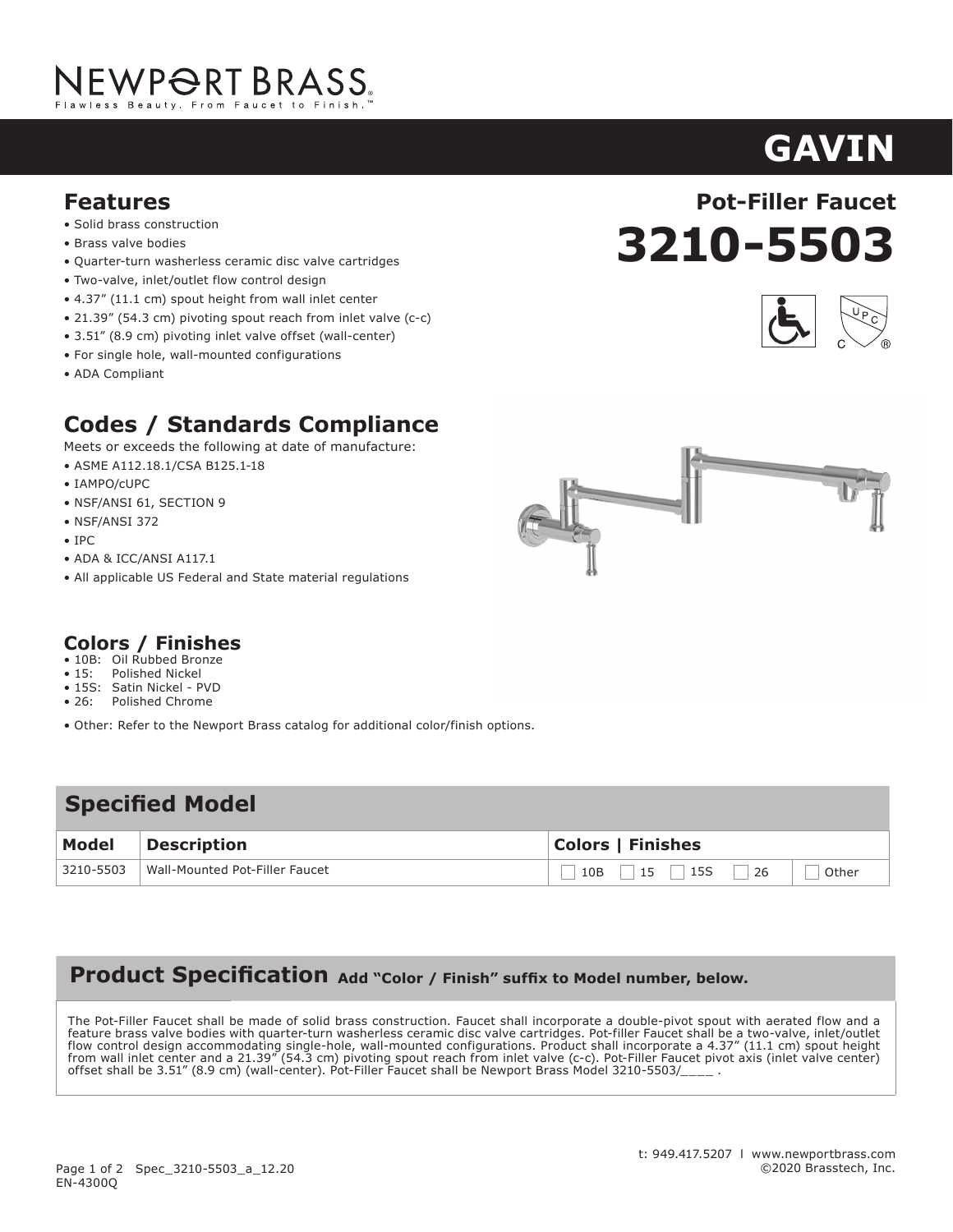NEWPORT BRASS
Flawless Beauty. From Faucet to Finish.™

# GAVIN

## Pot-Filler Faucet

# 3210-5503

## Features

- Solid brass construction
- Brass valve bodies
- Quarter-turn washerless ceramic disc valve cartridges
- Two-valve, inlet/outlet flow control design
- 4.37” (11.1 cm) spout height from wall inlet center
- 21.39” (54.3 cm) pivoting spout reach from inlet valve (c-c)
- 3.51” (8.9 cm) pivoting inlet valve offset (wall-center)
- For single hole, wall-mounted configurations
- ADA Compliant

## Codes / Standards Compliance

Meets or exceeds the following at date of manufacture:

- ASME A112.18.1/CSA B125.1-18
- IAMPO/cUPC
- NSF/ANSI 61, SECTION 9
- NSF/ANSI 372
- IPC
- ADA & ICC/ANSI A117.1
- All applicable US Federal and State material regulations

## Colors / Finishes

- 10B: Oil Rubbed Bronze
- 15: Polished Nickel
- 15S: Satin Nickel - PVD
- 26: Polished Chrome
- Other: Refer to the Newport Brass catalog for additional color/finish options.

## Specified Model

| Model | Description | Colors \| Finishes |
|---|---|---|
| 3210-5503 | Wall-Mounted Pot-Filler Faucet | ☐ 10B ☐ 15 ☐ 15S ☐ 26 ☐ Other |

## Product Specification **Add “Color / Finish” suffix to Model number, below.**

The Pot-Filler Faucet shall be made of solid brass construction. Faucet shall incorporate a double-pivot spout with aerated flow and a feature brass valve bodies with quarter-turn washerless ceramic disc valve cartridges. Pot-filler Faucet shall be a two-valve, inlet/outlet flow control design accommodating single-hole, wall-mounted configurations. Product shall incorporate a 4.37” (11.1 cm) spout height from wall inlet center and a 21.39” (54.3 cm) pivoting spout reach from inlet valve (c-c). Pot-Filler Faucet pivot axis (inlet valve center) offset shall be 3.51” (8.9 cm) (wall-center). Pot-Filler Faucet shall be Newport Brass Model 3210-5503/____ .

Spec_3210-5503_a_12.20
EN-4300Q

t: 949.417.5207 l www.newportbrass.com
©2020 Brasstech, Inc.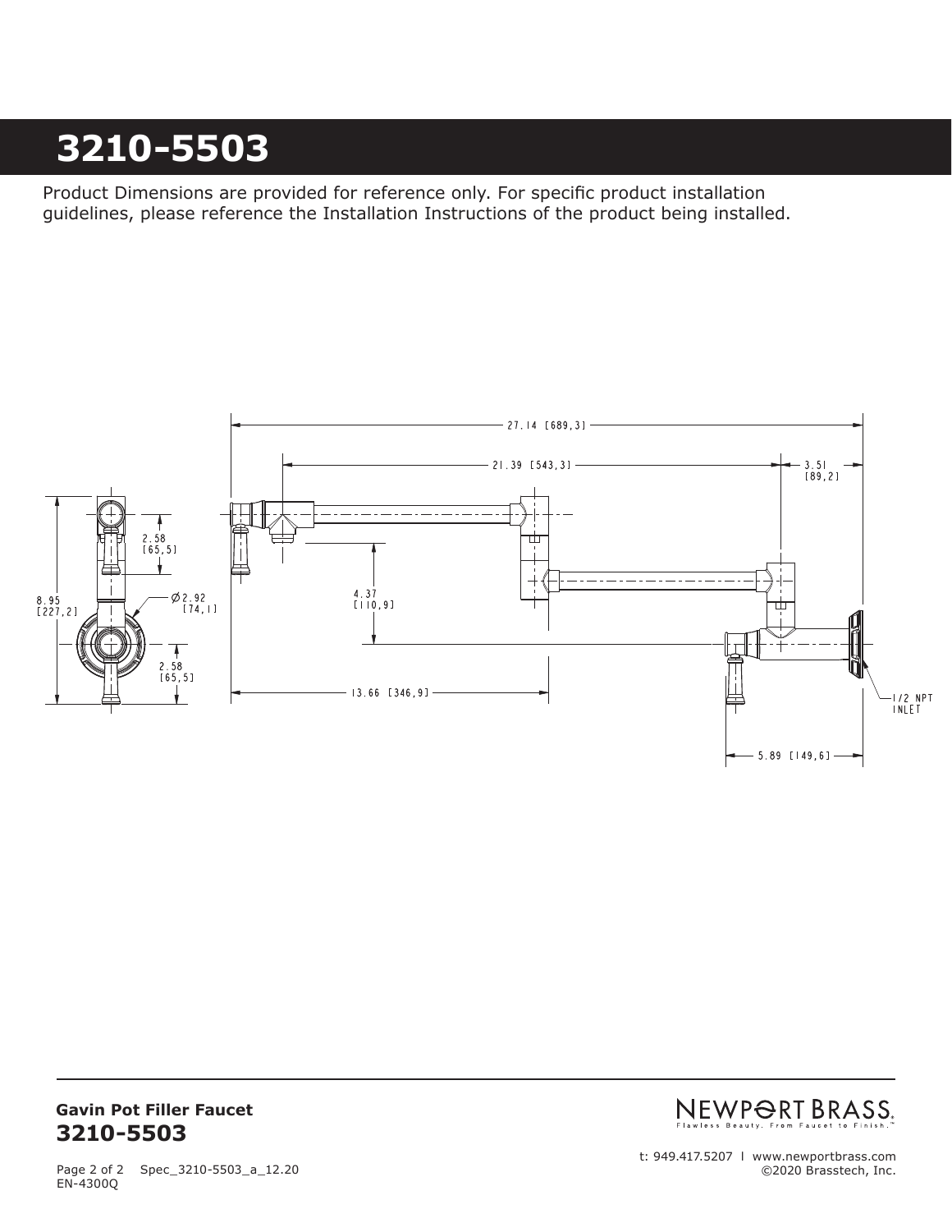# 3210-5503

Product Dimensions are provided for reference only. For specific product installation guidelines, please reference the Installation Instructions of the product being installed.

27.14 [689,3]

21.39 [543,3]

3.51 [89,2]

2.58 [65,5]

8.95 [227,2]

Ø 2.92 [74,1]

4.37 [110,9]

2.58 [65,5]

13.66 [346,9]

1/2 NPT INLET

5.89 [149,6]

**Gavin Pot Filler Faucet**
**3210-5503**

Spec_3210-5503_a_12.20
EN-4300Q

NEWPORT BRASS. Flawless Beauty. From Faucet to Finish.™

t: 949.417.5207 l www.newportbrass.com
©2020 Brasstech, Inc.